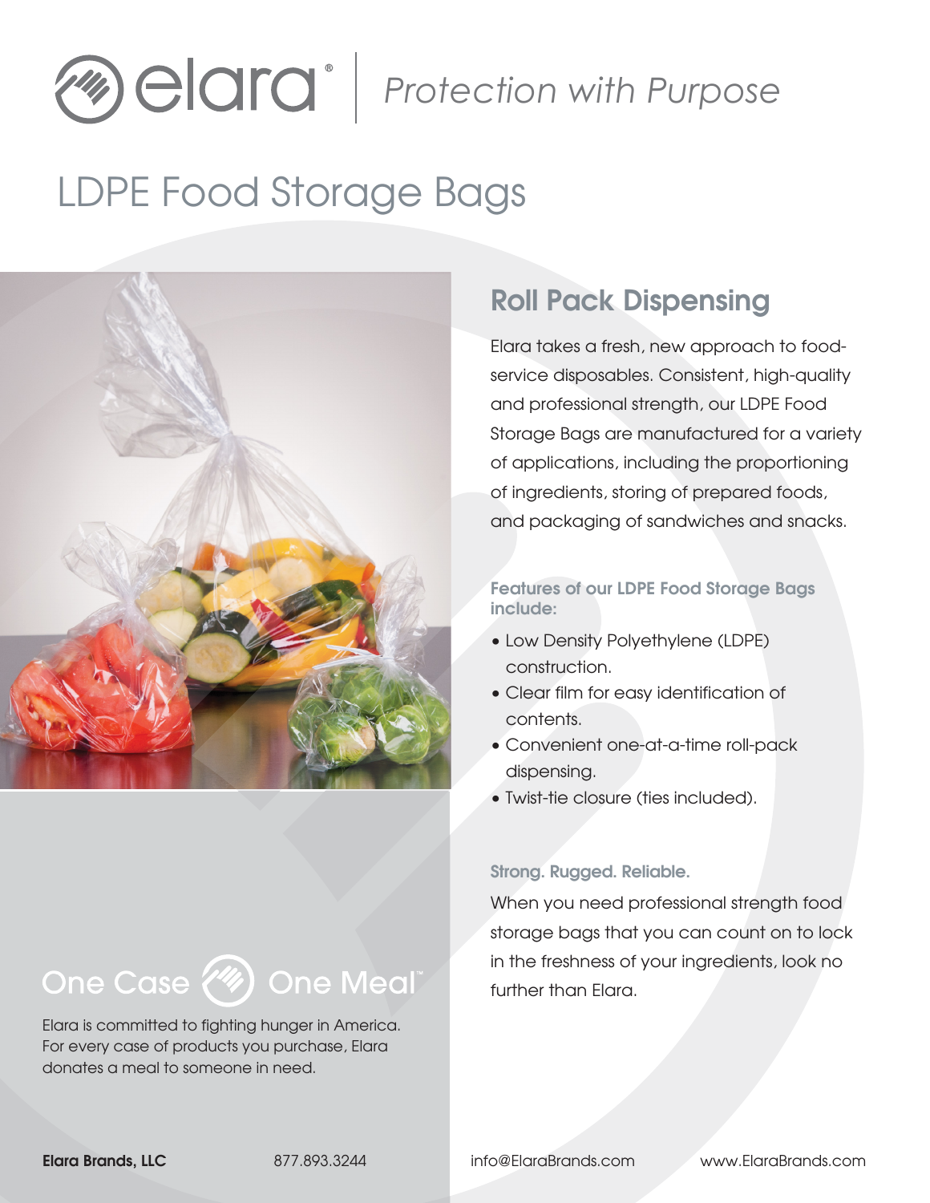# elara® | *Protection with Purpose*

# LDPE Food Storage Bags

## Roll Pack Dispensing

Elara takes a fresh, new approach to food-service disposables. Consistent, high-quality and professional strength, our LDPE Food Storage Bags are manufactured for a variety of applications, including the proportioning of ingredients, storing of prepared foods, and packaging of sandwiches and snacks.

### Features of our LDPE Food Storage Bags include:

- Low Density Polyethylene (LDPE) construction.
- Clear film for easy identification of contents.
- Convenient one-at-a-time roll-pack dispensing.
- Twist-tie closure (ties included).

### Strong. Rugged. Reliable.

When you need professional strength food storage bags that you can count on to lock in the freshness of your ingredients, look no further than Elara.

## One Case One Meal™

Elara is committed to fighting hunger in America. For every case of products you purchase, Elara donates a meal to someone in need.

**Elara Brands, LLC** 877.893.3244 info@ElaraBrands.com www.ElaraBrands.com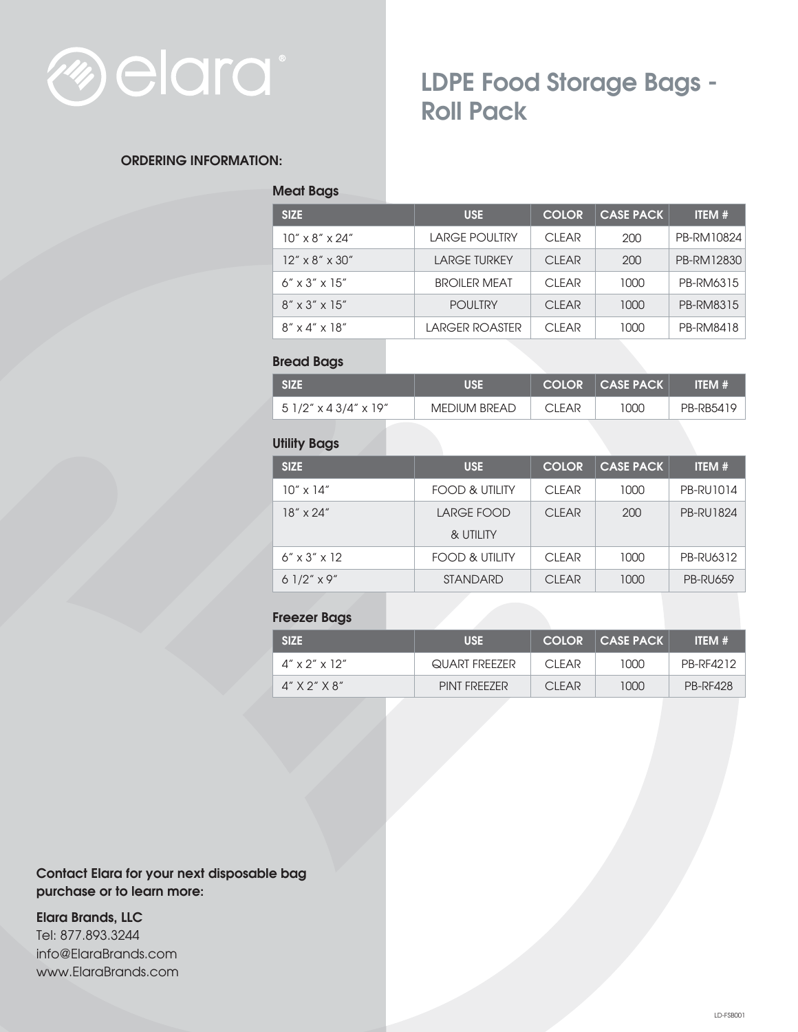# LDPE Food Storage Bags - Roll Pack

**ORDERING INFORMATION:**

### Meat Bags

| SIZE | USE | COLOR | CASE PACK | ITEM # |
|---|---|---|---|---|
| 10″ x 8″ x 24″ | LARGE POULTRY | CLEAR | 200 | PB-RM10824 |
| 12″ x 8″ x 30″ | LARGE TURKEY | CLEAR | 200 | PB-RM12830 |
| 6″ x 3″ x 15″ | BROILER MEAT | CLEAR | 1000 | PB-RM6315 |
| 8″ x 3″ x 15″ | POULTRY | CLEAR | 1000 | PB-RM8315 |
| 8″ x 4″ x 18″ | LARGER ROASTER | CLEAR | 1000 | PB-RM8418 |

### Bread Bags

| SIZE | USE | COLOR | CASE PACK | ITEM # |
|---|---|---|---|---|
| 5 1/2″ x 4 3/4″ x 19″ | MEDIUM BREAD | CLEAR | 1000 | PB-RB5419 |

### Utility Bags

| SIZE | USE | COLOR | CASE PACK | ITEM # |
|---|---|---|---|---|
| 10″ x 14″ | FOOD & UTILITY | CLEAR | 1000 | PB-RU1014 |
| 18″ x 24″ | LARGE FOOD & UTILITY | CLEAR | 200 | PB-RU1824 |
| 6″ x 3″ x 12 | FOOD & UTILITY | CLEAR | 1000 | PB-RU6312 |
| 6 1/2″ x 9″ | STANDARD | CLEAR | 1000 | PB-RU659 |

### Freezer Bags

| SIZE | USE | COLOR | CASE PACK | ITEM # |
|---|---|---|---|---|
| 4″ x 2″ x 12″ | QUART FREEZER | CLEAR | 1000 | PB-RF4212 |
| 4″ X 2″ X 8″ | PINT FREEZER | CLEAR | 1000 | PB-RF428 |

**Contact Elara for your next disposable bag purchase or to learn more:**

**Elara Brands, LLC**
Tel: 877.893.3244
info@ElaraBrands.com
www.ElaraBrands.com

LD-FSB001